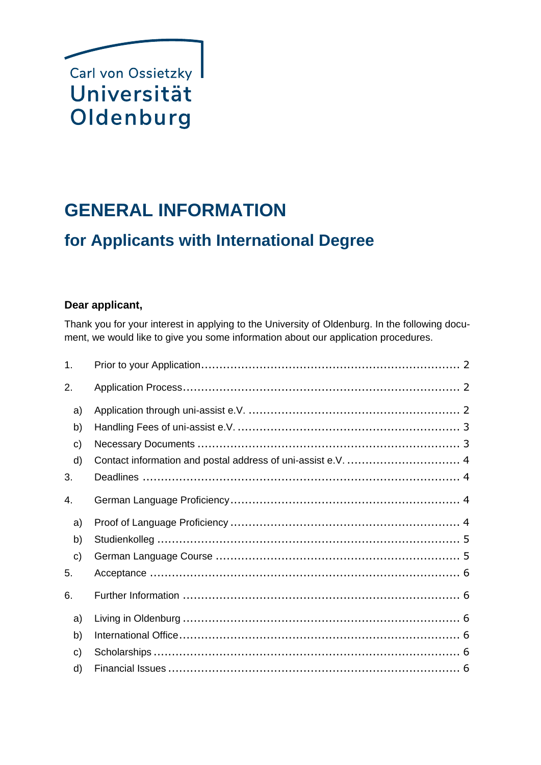Carl von Ossietzky
Universität
Oldenburg

# GENERAL INFORMATION

## for Applicants with International Degree

**Dear applicant,**

Thank you for your interest in applying to the University of Oldenburg. In the following document, we would like to give you some information about our application procedures.

1. Prior to your Application ........ 2
2. Application Process ........ 2
   - a) Application through uni-assist e.V. ........ 2
   - b) Handling Fees of uni-assist e.V. ........ 3
   - c) Necessary Documents ........ 3
   - d) Contact information and postal address of uni-assist e.V. ........ 4
3. Deadlines ........ 4
4. German Language Proficiency ........ 4
   - a) Proof of Language Proficiency ........ 4
   - b) Studienkolleg ........ 5
   - c) German Language Course ........ 5
5. Acceptance ........ 6
6. Further Information ........ 6
   - a) Living in Oldenburg ........ 6
   - b) International Office ........ 6
   - c) Scholarships ........ 6
   - d) Financial Issues ........ 6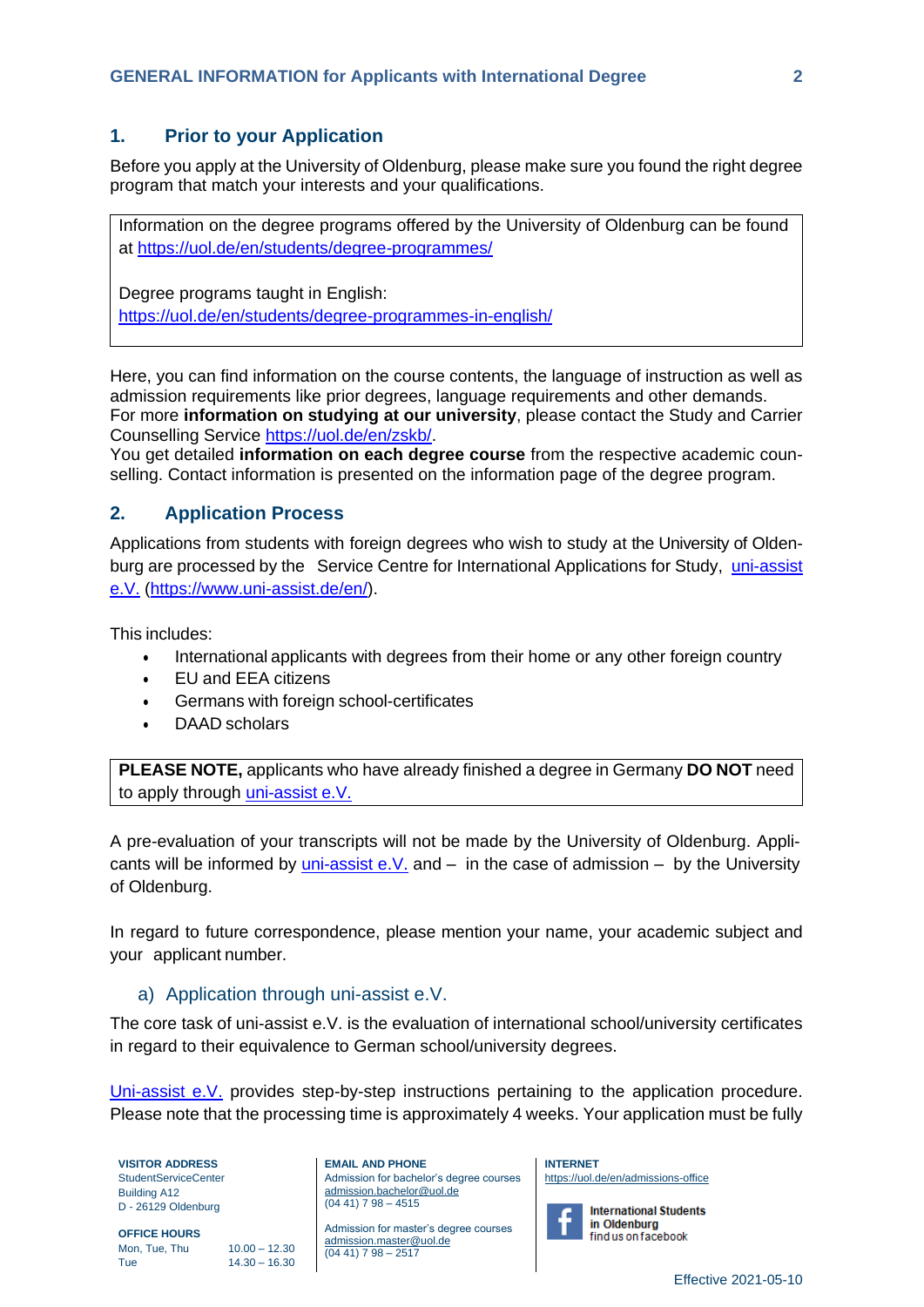## 1. Prior to your Application

Before you apply at the University of Oldenburg, please make sure you found the right degree program that match your interests and your qualifications.

> Information on the degree programs offered by the University of Oldenburg can be found at https://uol.de/en/students/degree-programmes/
>
> Degree programs taught in English:
> https://uol.de/en/students/degree-programmes-in-english/

Here, you can find information on the course contents, the language of instruction as well as admission requirements like prior degrees, language requirements and other demands.
For more **information on studying at our university**, please contact the Study and Carrier Counselling Service https://uol.de/en/zskb/.
You get detailed **information on each degree course** from the respective academic counselling. Contact information is presented on the information page of the degree program.

## 2. Application Process

Applications from students with foreign degrees who wish to study at the University of Oldenburg are processed by the Service Centre for International Applications for Study, uni-assist e.V. (https://www.uni-assist.de/en/).

This includes:

- International applicants with degrees from their home or any other foreign country
- EU and EEA citizens
- Germans with foreign school-certificates
- DAAD scholars

> **PLEASE NOTE,** applicants who have already finished a degree in Germany **DO NOT** need to apply through uni-assist e.V.

A pre-evaluation of your transcripts will not be made by the University of Oldenburg. Applicants will be informed by uni-assist e.V. and – in the case of admission – by the University of Oldenburg.

In regard to future correspondence, please mention your name, your academic subject and your applicant number.

### a) Application through uni-assist e.V.

The core task of uni-assist e.V. is the evaluation of international school/university certificates in regard to their equivalence to German school/university degrees.

Uni-assist e.V. provides step-by-step instructions pertaining to the application procedure. Please note that the processing time is approximately 4 weeks. Your application must be fully

**VISITOR ADDRESS**
StudentServiceCenter
Building A12
D - 26129 Oldenburg

**OFFICE HOURS**
Mon, Tue, Thu 10.00 – 12.30
Tue 14.30 – 16.30

**EMAIL AND PHONE**
Admission for bachelor's degree courses
admission.bachelor@uol.de
(04 41) 7 98 – 4515

Admission for master's degree courses
admission.master@uol.de
(04 41) 7 98 – 2517

**INTERNET**
https://uol.de/en/admissions-office

International Students in Oldenburg
find us on facebook

Effective 2021-05-10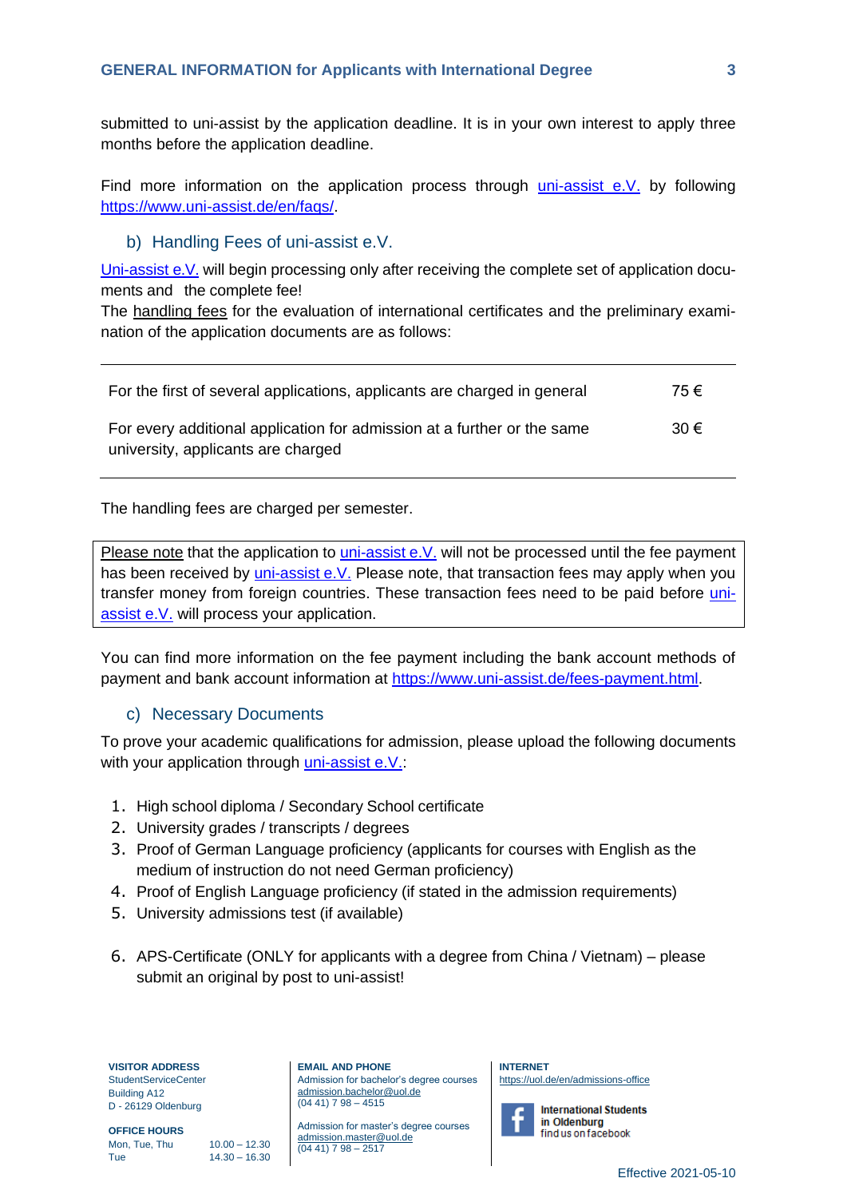submitted to uni-assist by the application deadline. It is in your own interest to apply three months before the application deadline.

Find more information on the application process through [uni-assist e.V.](https://www.uni-assist.de) by following [https://www.uni-assist.de/en/faqs/](https://www.uni-assist.de/en/faqs/).

### b) Handling Fees of uni-assist e.V.

[Uni-assist e.V.](https://www.uni-assist.de) will begin processing only after receiving the complete set of application documents and the complete fee!

The handling fees for the evaluation of international certificates and the preliminary examination of the application documents are as follows:

| | |
|---|---|
| For the first of several applications, applicants are charged in general | 75 € |
| For every additional application for admission at a further or the same university, applicants are charged | 30 € |

The handling fees are charged per semester.

> Please note that the application to [uni-assist e.V.](https://www.uni-assist.de) will not be processed until the fee payment has been received by [uni-assist e.V.](https://www.uni-assist.de) Please note, that transaction fees may apply when you transfer money from foreign countries. These transaction fees need to be paid before [uni-assist e.V.](https://www.uni-assist.de) will process your application.

You can find more information on the fee payment including the bank account methods of payment and bank account information at [https://www.uni-assist.de/fees-payment.html](https://www.uni-assist.de/fees-payment.html).

### c) Necessary Documents

To prove your academic qualifications for admission, please upload the following documents with your application through [uni-assist e.V.](https://www.uni-assist.de):

1. High school diploma / Secondary School certificate
2. University grades / transcripts / degrees
3. Proof of German Language proficiency (applicants for courses with English as the medium of instruction do not need German proficiency)
4. Proof of English Language proficiency (if stated in the admission requirements)
5. University admissions test (if available)
6. APS-Certificate (ONLY for applicants with a degree from China / Vietnam) – please submit an original by post to uni-assist!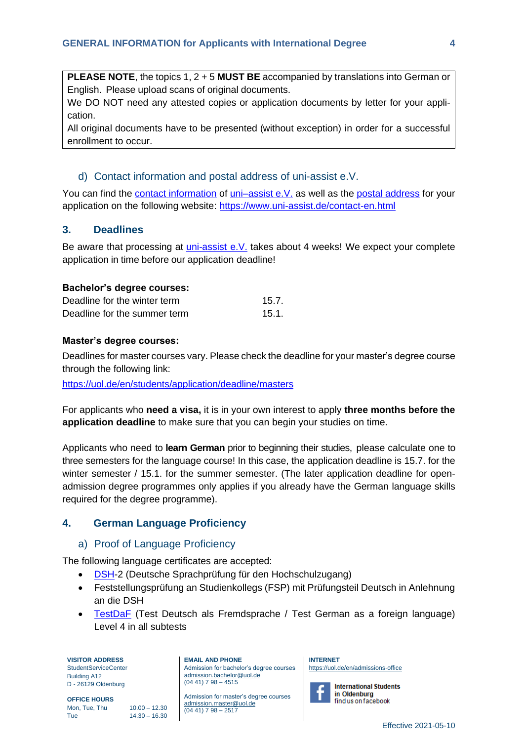**PLEASE NOTE**, the topics 1, 2 + 5 **MUST BE** accompanied by translations into German or English. Please upload scans of original documents.
We DO NOT need any attested copies or application documents by letter for your application.
All original documents have to be presented (without exception) in order for a successful enrollment to occur.

### d) Contact information and postal address of uni-assist e.V.

You can find the contact information of uni–assist e.V. as well as the postal address for your application on the following website: https://www.uni-assist.de/contact-en.html

## 3. Deadlines

Be aware that processing at uni-assist e.V. takes about 4 weeks! We expect your complete application in time before our application deadline!

**Bachelor's degree courses:**

| | |
|---|---|
| Deadline for the winter term | 15.7. |
| Deadline for the summer term | 15.1. |

**Master's degree courses:**

Deadlines for master courses vary. Please check the deadline for your master's degree course through the following link:

https://uol.de/en/students/application/deadline/masters

For applicants who **need a visa,** it is in your own interest to apply **three months before the application deadline** to make sure that you can begin your studies on time.

Applicants who need to **learn German** prior to beginning their studies, please calculate one to three semesters for the language course! In this case, the application deadline is 15.7. for the winter semester / 15.1. for the summer semester. (The later application deadline for open-admission degree programmes only applies if you already have the German language skills required for the degree programme).

## 4. German Language Proficiency

### a) Proof of Language Proficiency

The following language certificates are accepted:

- DSH-2 (Deutsche Sprachprüfung für den Hochschulzugang)
- Feststellungsprüfung an Studienkollegs (FSP) mit Prüfungsteil Deutsch in Anlehnung an die DSH
- TestDaF (Test Deutsch als Fremdsprache / Test German as a foreign language) Level 4 in all subtests

**VISITOR ADDRESS**
StudentServiceCenter
Building A12
D - 26129 Oldenburg

**OFFICE HOURS**
Mon, Tue, Thu 10.00 – 12.30
Tue 14.30 – 16.30

**EMAIL AND PHONE**
Admission for bachelor's degree courses
admission.bachelor@uol.de
(04 41) 7 98 – 4515

Admission for master's degree courses
admission.master@uol.de
(04 41) 7 98 – 2517

**INTERNET**
https://uol.de/en/admissions-office

International Students in Oldenburg
find us on facebook

Effective 2021-05-10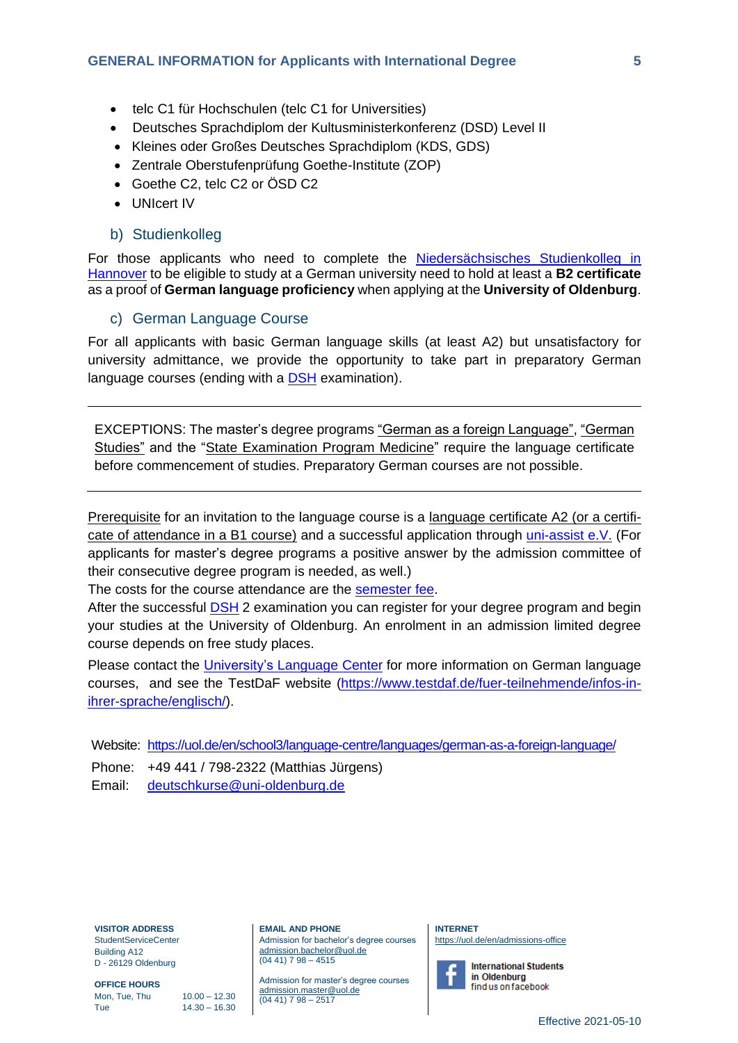- telc C1 für Hochschulen (telc C1 for Universities)
- Deutsches Sprachdiplom der Kultusministerkonferenz (DSD) Level II
- Kleines oder Großes Deutsches Sprachdiplom (KDS, GDS)
- Zentrale Oberstufenprüfung Goethe-Institute (ZOP)
- Goethe C2, telc C2 or ÖSD C2
- UNIcert IV

### b) Studienkolleg

For those applicants who need to complete the Niedersächsisches Studienkolleg in Hannover to be eligible to study at a German university need to hold at least a **B2 certificate** as a proof of **German language proficiency** when applying at the **University of Oldenburg**.

### c) German Language Course

For all applicants with basic German language skills (at least A2) but unsatisfactory for university admittance, we provide the opportunity to take part in preparatory German language courses (ending with a DSH examination).

---

EXCEPTIONS: The master's degree programs "German as a foreign Language", "German Studies" and the "State Examination Program Medicine" require the language certificate before commencement of studies. Preparatory German courses are not possible.

---

Prerequisite for an invitation to the language course is a language certificate A2 (or a certificate of attendance in a B1 course) and a successful application through uni-assist e.V. (For applicants for master's degree programs a positive answer by the admission committee of their consecutive degree program is needed, as well.)

The costs for the course attendance are the semester fee.

After the successful DSH 2 examination you can register for your degree program and begin your studies at the University of Oldenburg. An enrolment in an admission limited degree course depends on free study places.

Please contact the University's Language Center for more information on German language courses, and see the TestDaF website (https://www.testdaf.de/fuer-teilnehmende/infos-in-ihrer-sprache/englisch/).

Website: https://uol.de/en/school3/language-centre/languages/german-as-a-foreign-language/

Phone: +49 441 / 798-2322 (Matthias Jürgens)

Email: deutschkurse@uni-oldenburg.de

**VISITOR ADDRESS**
StudentServiceCenter
Building A12
D - 26129 Oldenburg

**OFFICE HOURS**
Mon, Tue, Thu 10.00 – 12.30
Tue 14.30 – 16.30

**EMAIL AND PHONE**
Admission for bachelor's degree courses
admission.bachelor@uol.de
(04 41) 7 98 – 4515

Admission for master's degree courses
admission.master@uol.de
(04 41) 7 98 – 2517

**INTERNET**
https://uol.de/en/admissions-office

International Students in Oldenburg
find us on facebook

Effective 2021-05-10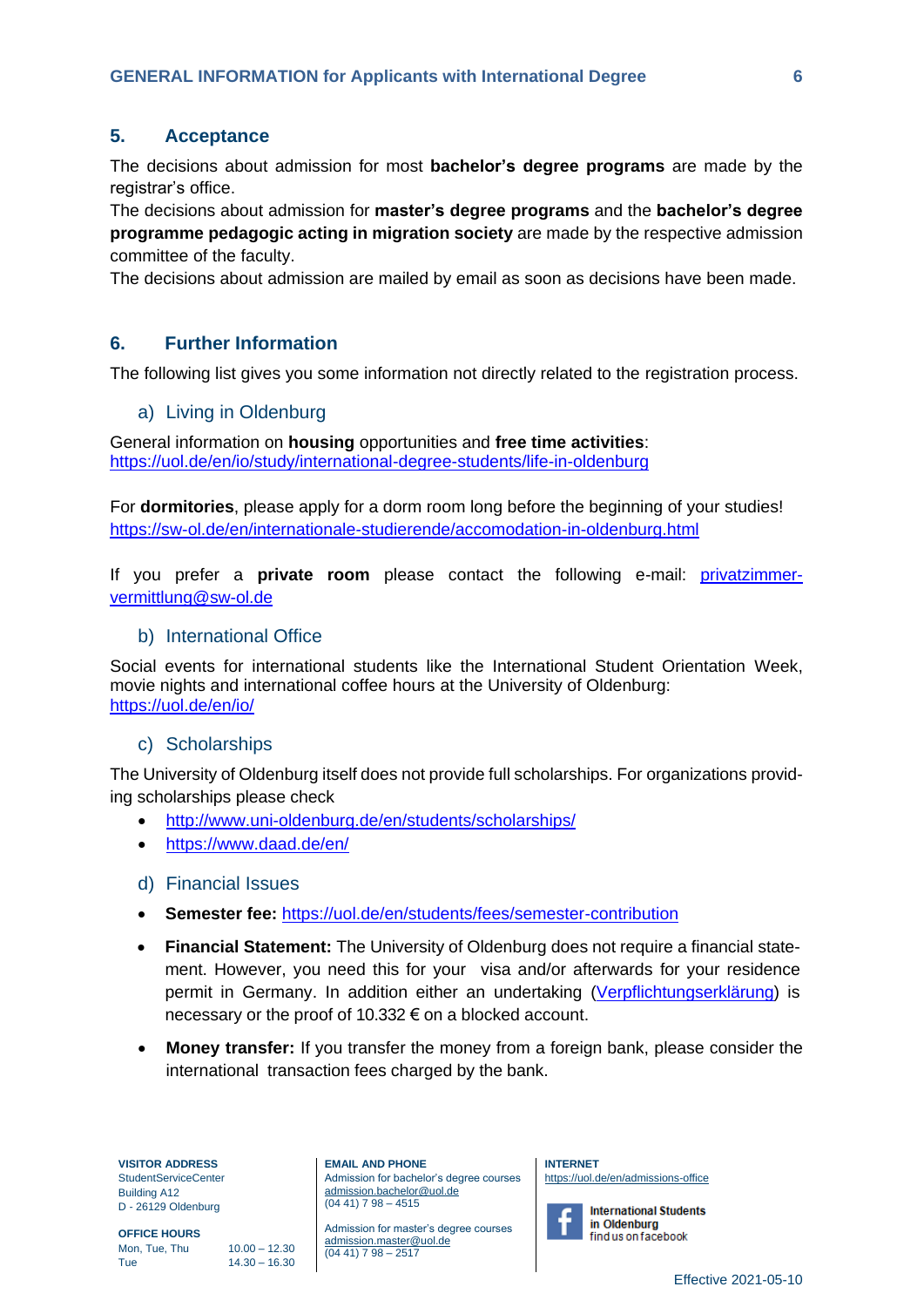## 5. Acceptance

The decisions about admission for most **bachelor's degree programs** are made by the registrar's office.
The decisions about admission for **master's degree programs** and the **bachelor's degree programme pedagogic acting in migration society** are made by the respective admission committee of the faculty.
The decisions about admission are mailed by email as soon as decisions have been made.

## 6. Further Information

The following list gives you some information not directly related to the registration process.

### a) Living in Oldenburg

General information on **housing** opportunities and **free time activities**:
https://uol.de/en/io/study/international-degree-students/life-in-oldenburg

For **dormitories**, please apply for a dorm room long before the beginning of your studies!
https://sw-ol.de/en/internationale-studierende/accomodation-in-oldenburg.html

If you prefer a **private room** please contact the following e-mail: privatzimmer-vermittlung@sw-ol.de

### b) International Office

Social events for international students like the International Student Orientation Week, movie nights and international coffee hours at the University of Oldenburg:
https://uol.de/en/io/

### c) Scholarships

The University of Oldenburg itself does not provide full scholarships. For organizations providing scholarships please check

- http://www.uni-oldenburg.de/en/students/scholarships/
- https://www.daad.de/en/

### d) Financial Issues

- **Semester fee:** https://uol.de/en/students/fees/semester-contribution
- **Financial Statement:** The University of Oldenburg does not require a financial statement. However, you need this for your visa and/or afterwards for your residence permit in Germany. In addition either an undertaking (Verpflichtungserklärung) is necessary or the proof of 10.332 € on a blocked account.
- **Money transfer:** If you transfer the money from a foreign bank, please consider the international transaction fees charged by the bank.

**VISITOR ADDRESS**
StudentServiceCenter
Building A12
D - 26129 Oldenburg

**OFFICE HOURS**
Mon, Tue, Thu 10.00 – 12.30
Tue 14.30 – 16.30

**EMAIL AND PHONE**
Admission for bachelor's degree courses
admission.bachelor@uol.de
(04 41) 7 98 – 4515

Admission for master's degree courses
admission.master@uol.de
(04 41) 7 98 – 2517

**INTERNET**
https://uol.de/en/admissions-office

International Students in Oldenburg
find us on facebook

Effective 2021-05-10